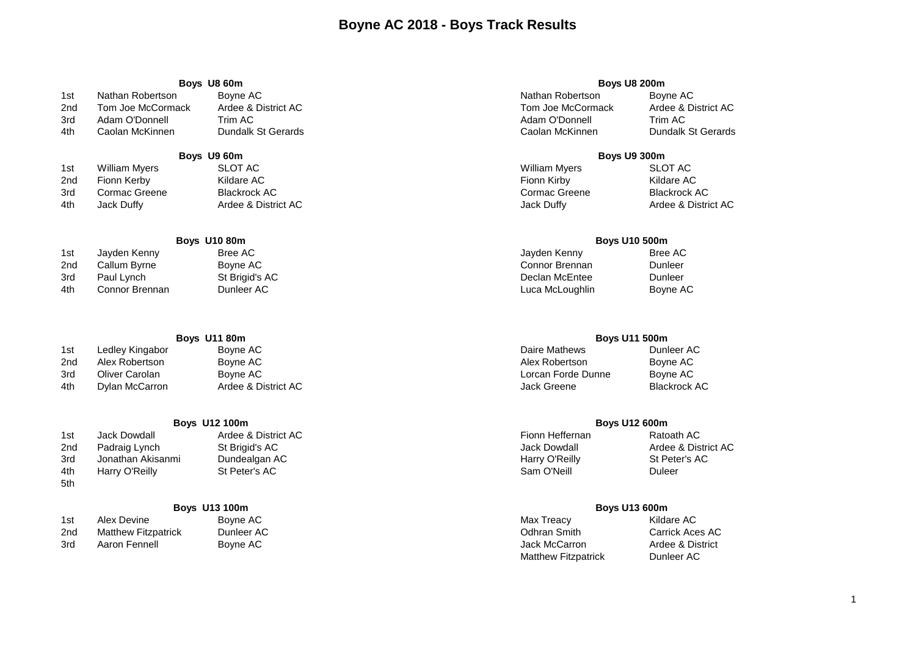# Boyne AC 2018 - Boys Track Results

### Boys U8 60m

| | | |
|---|---|---|
| 1st | Nathan Robertson | Boyne AC |
| 2nd | Tom Joe McCormack | Ardee & District AC |
| 3rd | Adam O'Donnell | Trim AC |
| 4th | Caolan McKinnen | Dundalk St Gerards |

### Boys U8 200m

| | |
|---|---|
| Nathan Robertson | Boyne AC |
| Tom Joe McCormack | Ardee & District AC |
| Adam O'Donnell | Trim AC |
| Caolan McKinnen | Dundalk St Gerards |

### Boys U9 60m

| | | |
|---|---|---|
| 1st | William Myers | SLOT AC |
| 2nd | Fionn Kerby | Kildare AC |
| 3rd | Cormac Greene | Blackrock AC |
| 4th | Jack Duffy | Ardee & District AC |

### Boys U9 300m

| | |
|---|---|
| William Myers | SLOT AC |
| Fionn Kirby | Kildare AC |
| Cormac Greene | Blackrock AC |
| Jack Duffy | Ardee & District AC |

### Boys U10 80m

| | | |
|---|---|---|
| 1st | Jayden Kenny | Bree AC |
| 2nd | Callum Byrne | Boyne AC |
| 3rd | Paul Lynch | St Brigid's AC |
| 4th | Connor Brennan | Dunleer AC |

### Boys U10 500m

| | |
|---|---|
| Jayden Kenny | Bree AC |
| Connor Brennan | Dunleer |
| Declan McEntee | Dunleer |
| Luca McLoughlin | Boyne AC |

### Boys U11 80m

| | | |
|---|---|---|
| 1st | Ledley Kingabor | Boyne AC |
| 2nd | Alex Robertson | Boyne AC |
| 3rd | Oliver Carolan | Boyne AC |
| 4th | Dylan McCarron | Ardee & District AC |

### Boys U11 500m

| | |
|---|---|
| Daire Mathews | Dunleer AC |
| Alex Robertson | Boyne AC |
| Lorcan Forde Dunne | Boyne AC |
| Jack Greene | Blackrock AC |

### Boys U12 100m

| | | |
|---|---|---|
| 1st | Jack Dowdall | Ardee & District AC |
| 2nd | Padraig Lynch | St Brigid's AC |
| 3rd | Jonathan Akisanmi | Dundealgan AC |
| 4th | Harry O'Reilly | St Peter's AC |
| 5th | | |

### Boys U12 600m

| | |
|---|---|
| Fionn Heffernan | Ratoath AC |
| Jack Dowdall | Ardee & District AC |
| Harry O'Reilly | St Peter's AC |
| Sam O'Neill | Duleer |

### Boys U13 100m

| | | |
|---|---|---|
| 1st | Alex Devine | Boyne AC |
| 2nd | Matthew Fitzpatrick | Dunleer AC |
| 3rd | Aaron Fennell | Boyne AC |

### Boys U13 600m

| | |
|---|---|
| Max Treacy | Kildare AC |
| Odhran Smith | Carrick Aces AC |
| Jack McCarron | Ardee & District |
| Matthew Fitzpatrick | Dunleer AC |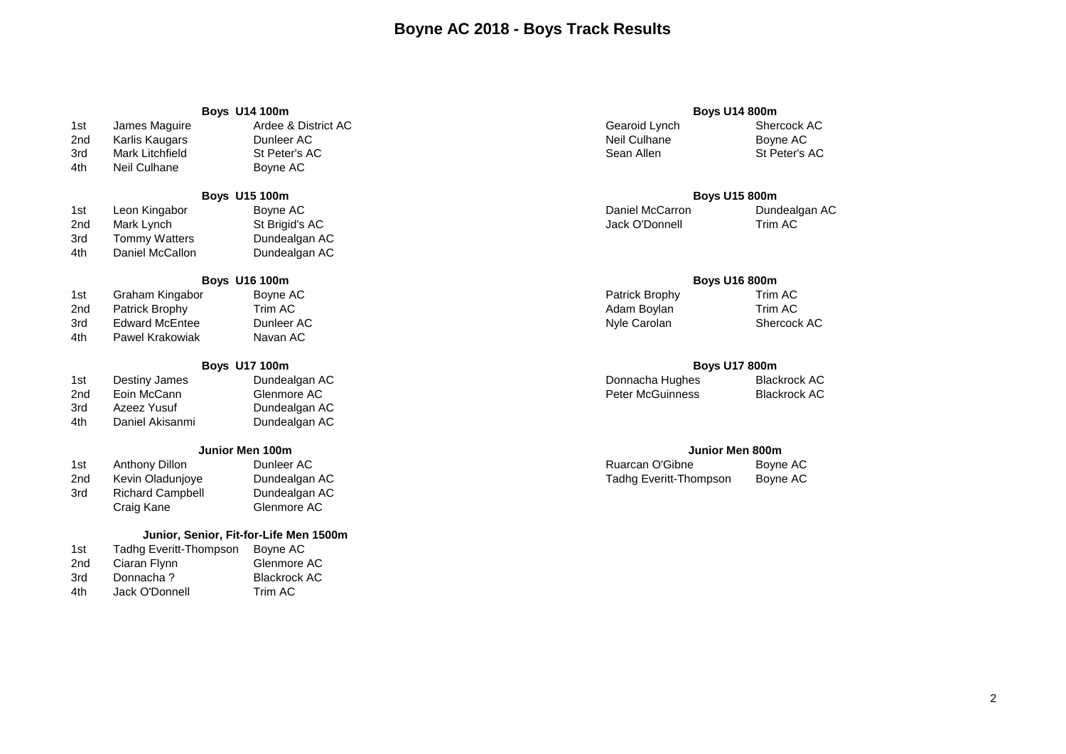# Boyne AC 2018 - Boys Track Results

### Boys U14 100m

| | | |
|---|---|---|
| 1st | James Maguire | Ardee & District AC |
| 2nd | Karlis Kaugars | Dunleer AC |
| 3rd | Mark Litchfield | St Peter's AC |
| 4th | Neil Culhane | Boyne AC |

### Boys U15 100m

| | | |
|---|---|---|
| 1st | Leon Kingabor | Boyne AC |
| 2nd | Mark Lynch | St Brigid's AC |
| 3rd | Tommy Watters | Dundealgan AC |
| 4th | Daniel McCallon | Dundealgan AC |

### Boys U16 100m

| | | |
|---|---|---|
| 1st | Graham Kingabor | Boyne AC |
| 2nd | Patrick Brophy | Trim AC |
| 3rd | Edward McEntee | Dunleer AC |
| 4th | Pawel Krakowiak | Navan AC |

### Boys U17 100m

| | | |
|---|---|---|
| 1st | Destiny James | Dundealgan AC |
| 2nd | Eoin McCann | Glenmore AC |
| 3rd | Azeez Yusuf | Dundealgan AC |
| 4th | Daniel Akisanmi | Dundealgan AC |

### Junior Men 100m

| | | |
|---|---|---|
| 1st | Anthony Dillon | Dunleer AC |
| 2nd | Kevin Oladunjoye | Dundealgan AC |
| 3rd | Richard Campbell | Dundealgan AC |
| | Craig Kane | Glenmore AC |

### Junior, Senior, Fit-for-Life Men 1500m

| | | |
|---|---|---|
| 1st | Tadhg Everitt-Thompson | Boyne AC |
| 2nd | Ciaran Flynn | Glenmore AC |
| 3rd | Donnacha ? | Blackrock AC |
| 4th | Jack O'Donnell | Trim AC |

### Boys U14 800m

| | |
|---|---|
| Gearoid Lynch | Shercock AC |
| Neil Culhane | Boyne AC |
| Sean Allen | St Peter's AC |

### Boys U15 800m

| | |
|---|---|
| Daniel McCarron | Dundealgan AC |
| Jack O'Donnell | Trim AC |

### Boys U16 800m

| | |
|---|---|
| Patrick Brophy | Trim AC |
| Adam Boylan | Trim AC |
| Nyle Carolan | Shercock AC |

### Boys U17 800m

| | |
|---|---|
| Donnacha Hughes | Blackrock AC |
| Peter McGuinness | Blackrock AC |

### Junior Men 800m

| | |
|---|---|
| Ruarcan O'Gibne | Boyne AC |
| Tadhg Everitt-Thompson | Boyne AC |